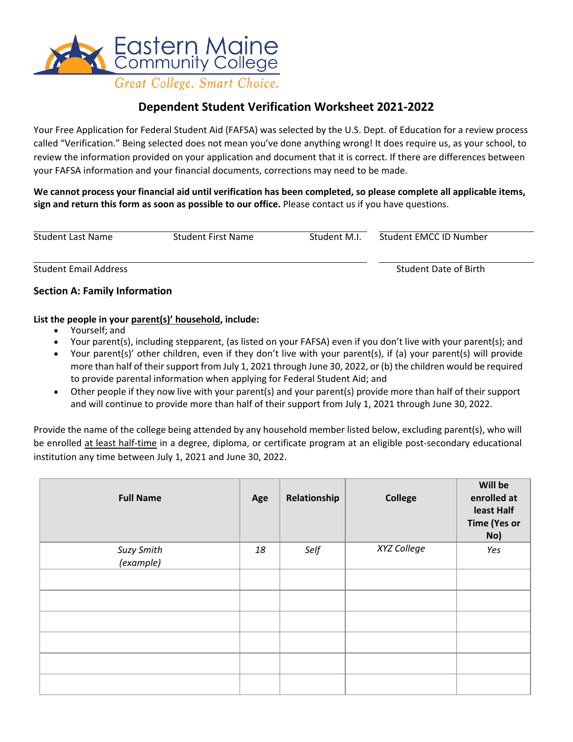Eastern Maine Community College

*Great College. Smart Choice.*

# Dependent Student Verification Worksheet 2021-2022

Your Free Application for Federal Student Aid (FAFSA) was selected by the U.S. Dept. of Education for a review process called "Verification." Being selected does not mean you've done anything wrong! It does require us, as your school, to review the information provided on your application and document that it is correct. If there are differences between your FAFSA information and your financial documents, corrections may need to be made.

**We cannot process your financial aid until verification has been completed, so please complete all applicable items, sign and return this form as soon as possible to our office.** Please contact us if you have questions.

Student Last Name ______ Student First Name ______ Student M.I. ______ Student EMCC ID Number ______

Student Email Address ______ Student Date of Birth ______

## Section A: Family Information

**List the people in your parent(s)' household, include:**

- Yourself; and
- Your parent(s), including stepparent, (as listed on your FAFSA) even if you don't live with your parent(s); and
- Your parent(s)' other children, even if they don't live with your parent(s), if (a) your parent(s) will provide more than half of their support from July 1, 2021 through June 30, 2022, or (b) the children would be required to provide parental information when applying for Federal Student Aid; and
- Other people if they now live with your parent(s) and your parent(s) provide more than half of their support and will continue to provide more than half of their support from July 1, 2021 through June 30, 2022.

Provide the name of the college being attended by any household member listed below, excluding parent(s), who will be enrolled at least half-time in a degree, diploma, or certificate program at an eligible post-secondary educational institution any time between July 1, 2021 and June 30, 2022.

| Full Name | Age | Relationship | College | Will be enrolled at least Half Time (Yes or No) |
|---|---|---|---|---|
| *Suzy Smith (example)* | *18* | *Self* | *XYZ College* | *Yes* |
| | | | | |
| | | | | |
| | | | | |
| | | | | |
| | | | | |
| | | | | |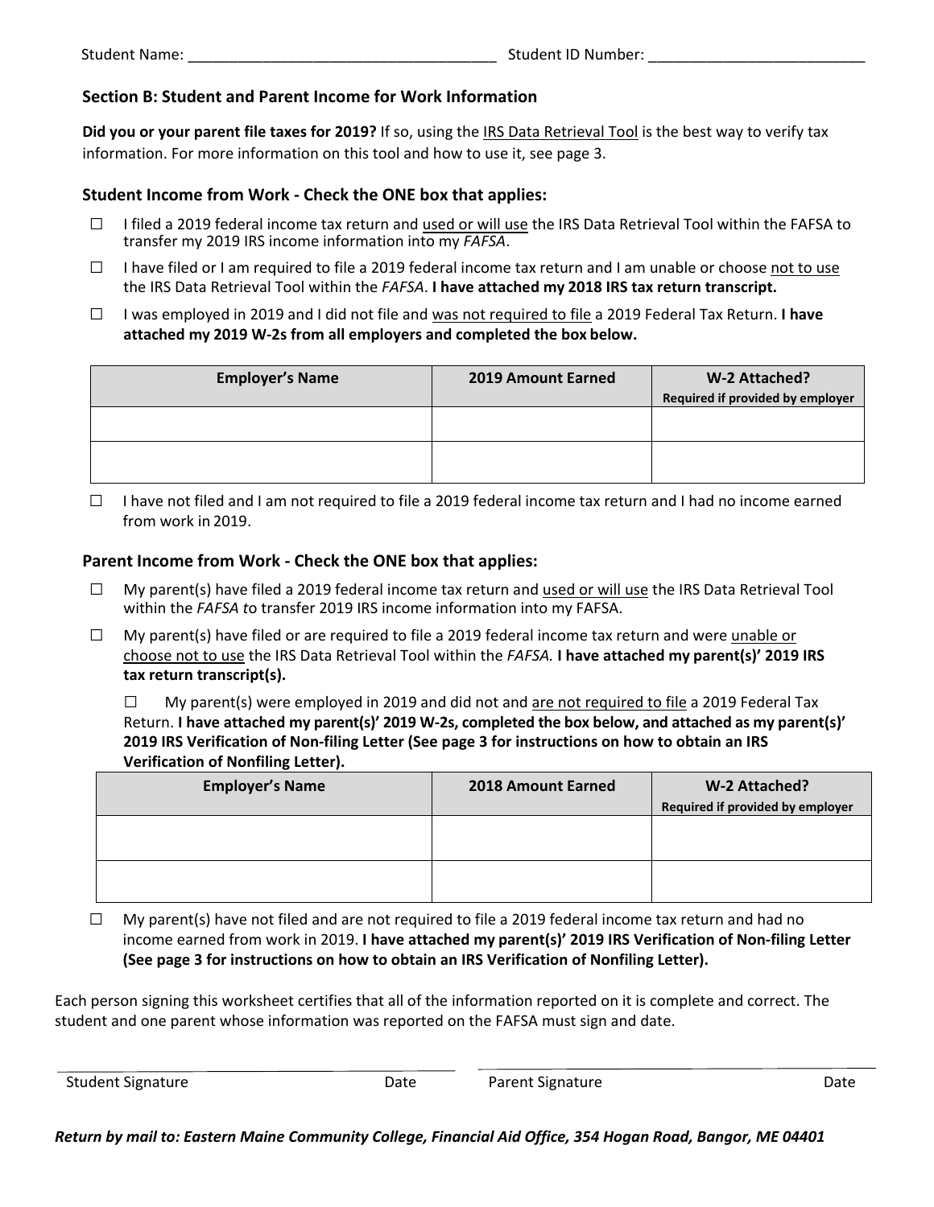Student Name: ____________________________________ Student ID Number: __________________________

### Section B: Student and Parent Income for Work Information

**Did you or your parent file taxes for 2019?** If so, using the IRS Data Retrieval Tool is the best way to verify tax information. For more information on this tool and how to use it, see page 3.

### Student Income from Work - Check the ONE box that applies:

☐ I filed a 2019 federal income tax return and used or will use the IRS Data Retrieval Tool within the FAFSA to transfer my 2019 IRS income information into my *FAFSA*.

☐ I have filed or I am required to file a 2019 federal income tax return and I am unable or choose not to use the IRS Data Retrieval Tool within the *FAFSA*. **I have attached my 2018 IRS tax return transcript.**

☐ I was employed in 2019 and I did not file and was not required to file a 2019 Federal Tax Return. **I have attached my 2019 W-2s from all employers and completed the box below.**

| Employer's Name | 2019 Amount Earned | W-2 Attached? Required if provided by employer |
|---|---|---|
| | | |
| | | |

☐ I have not filed and I am not required to file a 2019 federal income tax return and I had no income earned from work in 2019.

### Parent Income from Work - Check the ONE box that applies:

☐ My parent(s) have filed a 2019 federal income tax return and used or will use the IRS Data Retrieval Tool within the *FAFSA t*o transfer 2019 IRS income information into my FAFSA.

☐ My parent(s) have filed or are required to file a 2019 federal income tax return and were unable or choose not to use the IRS Data Retrieval Tool within the *FAFSA.* **I have attached my parent(s)' 2019 IRS tax return transcript(s).**

☐ My parent(s) were employed in 2019 and did not and are not required to file a 2019 Federal Tax Return. **I have attached my parent(s)' 2019 W-2s, completed the box below, and attached as my parent(s)' 2019 IRS Verification of Non-filing Letter (See page 3 for instructions on how to obtain an IRS Verification of Nonfiling Letter).**

| Employer's Name | 2018 Amount Earned | W-2 Attached? Required if provided by employer |
|---|---|---|
| | | |
| | | |

☐ My parent(s) have not filed and are not required to file a 2019 federal income tax return and had no income earned from work in 2019. **I have attached my parent(s)' 2019 IRS Verification of Non-filing Letter (See page 3 for instructions on how to obtain an IRS Verification of Nonfiling Letter).**

Each person signing this worksheet certifies that all of the information reported on it is complete and correct. The student and one parent whose information was reported on the FAFSA must sign and date.

Student Signature ____________________ Date ____________ Parent Signature ____________________ Date ____________

***Return by mail to: Eastern Maine Community College, Financial Aid Office, 354 Hogan Road, Bangor, ME 04401***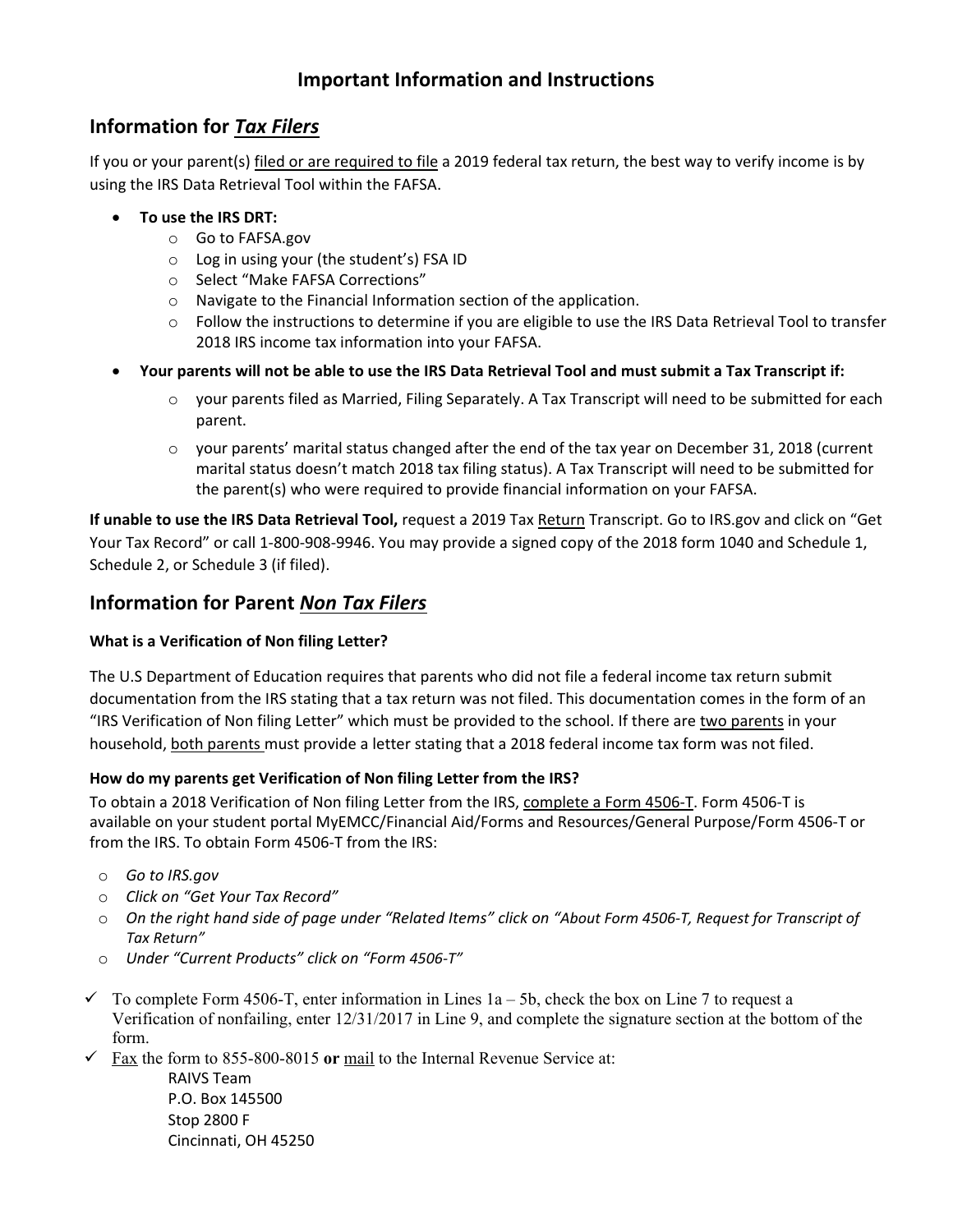# Important Information and Instructions

## Information for ***Tax Filers***

If you or your parent(s) filed or are required to file a 2019 federal tax return, the best way to verify income is by using the IRS Data Retrieval Tool within the FAFSA.

- **To use the IRS DRT:**
  - Go to FAFSA.gov
  - Log in using your (the student's) FSA ID
  - Select "Make FAFSA Corrections"
  - Navigate to the Financial Information section of the application.
  - Follow the instructions to determine if you are eligible to use the IRS Data Retrieval Tool to transfer 2018 IRS income tax information into your FAFSA.
- **Your parents will not be able to use the IRS Data Retrieval Tool and must submit a Tax Transcript if:**
  - your parents filed as Married, Filing Separately. A Tax Transcript will need to be submitted for each parent.
  - your parents' marital status changed after the end of the tax year on December 31, 2018 (current marital status doesn't match 2018 tax filing status). A Tax Transcript will need to be submitted for the parent(s) who were required to provide financial information on your FAFSA.

**If unable to use the IRS Data Retrieval Tool,** request a 2019 Tax Return Transcript. Go to IRS.gov and click on "Get Your Tax Record" or call 1-800-908-9946. You may provide a signed copy of the 2018 form 1040 and Schedule 1, Schedule 2, or Schedule 3 (if filed).

## Information for Parent ***Non Tax Filers***

### What is a Verification of Non filing Letter?

The U.S Department of Education requires that parents who did not file a federal income tax return submit documentation from the IRS stating that a tax return was not filed. This documentation comes in the form of an "IRS Verification of Non filing Letter" which must be provided to the school. If there are two parents in your household, both parents must provide a letter stating that a 2018 federal income tax form was not filed.

### How do my parents get Verification of Non filing Letter from the IRS?

To obtain a 2018 Verification of Non filing Letter from the IRS, complete a Form 4506-T. Form 4506-T is available on your student portal MyEMCC/Financial Aid/Forms and Resources/General Purpose/Form 4506-T or from the IRS. To obtain Form 4506-T from the IRS:

- *Go to IRS.gov*
- *Click on "Get Your Tax Record"*
- *On the right hand side of page under "Related Items" click on "About Form 4506-T, Request for Transcript of Tax Return"*
- *Under "Current Products" click on "Form 4506-T"*

✓ To complete Form 4506-T, enter information in Lines 1a – 5b, check the box on Line 7 to request a Verification of nonfailing, enter 12/31/2017 in Line 9, and complete the signature section at the bottom of the form.

✓ Fax the form to 855-800-8015 **or** mail to the Internal Revenue Service at:

RAIVS Team
P.O. Box 145500
Stop 2800 F
Cincinnati, OH 45250